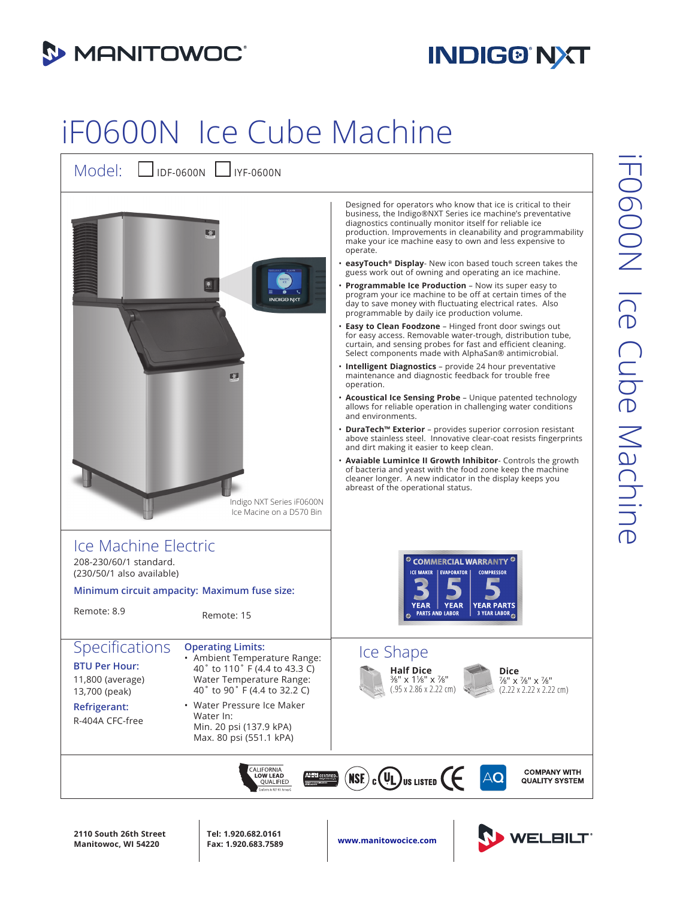# iF0600N Ice Cube Machine

Model: ☐ IDF-0600N ☐ IYF-0600N

Indigo NXT Series iF0600N Ice Macine on a D570 Bin

Designed for operators who know that ice is critical to their business, the Indigo®NXT Series ice machine's preventative diagnostics continually monitor itself for reliable ice production. Improvements in cleanability and programmability make your ice machine easy to own and less expensive to operate.

- **easyTouch® Display**- New icon based touch screen takes the guess work out of owning and operating an ice machine.
- **Programmable Ice Production** – Now its super easy to program your ice machine to be off at certain times of the day to save money with fluctuating electrical rates. Also programmable by daily ice production volume.
- **Easy to Clean Foodzone** – Hinged front door swings out for easy access. Removable water-trough, distribution tube, curtain, and sensing probes for fast and efficient cleaning. Select components made with AlphaSan® antimicrobial.
- **Intelligent Diagnostics** – provide 24 hour preventative maintenance and diagnostic feedback for trouble free operation.
- **Acoustical Ice Sensing Probe** – Unique patented technology allows for reliable operation in challenging water conditions and environments.
- **DuraTech™ Exterior** – provides superior corrosion resistant above stainless steel. Innovative clear-coat resists fingerprints and dirt making it easier to keep clean.
- **Avaiable LuminIce II Growth Inhibitor**- Controls the growth of bacteria and yeast with the food zone keep the machine cleaner longer. A new indicator in the display keeps you abreast of the operational status.

## Ice Machine Electric

208-230/60/1 standard.
(230/50/1 also available)

**Minimum circuit ampacity:** **Maximum fuse size:**

Remote: 8.9 Remote: 15

COMMERCIAL WARRANTY
ICE MAKER 3 YEAR | EVAPORATOR 5 YEAR | COMPRESSOR 5 YEAR PARTS
PARTS AND LABOR | 3 YEAR LABOR

## Specifications

**BTU Per Hour:**
11,800 (average)
13,700 (peak)

**Refrigerant:**
R-404A CFC-free

**Operating Limits:**
- Ambient Temperature Range: 40˚ to 110˚ F (4.4 to 43.3 C)
  Water Temperature Range: 40˚ to 90˚ F (4.4 to 32.2 C)
- Water Pressure Ice Maker Water In:
  Min. 20 psi (137.9 kPA)
  Max. 80 psi (551.1 kPA)

## Ice Shape

**Half Dice**
⅜" x 1⅛" x ⅞"
(.95 x 2.86 x 2.22 cm)

**Dice**
⅞" x ⅞" x ⅞"
(2.22 x 2.22 x 2.22 cm)

CALIFORNIA LOW LEAD QUALIFIED · AHRI CERTIFIED · NSF · c UL US LISTED · CE · AQ · COMPANY WITH QUALITY SYSTEM

**2110 South 26th Street**
**Manitowoc, WI 54220**

**Tel: 1.920.682.0161**
**Fax: 1.920.683.7589**

**www.manitowocice.com**

WELBILT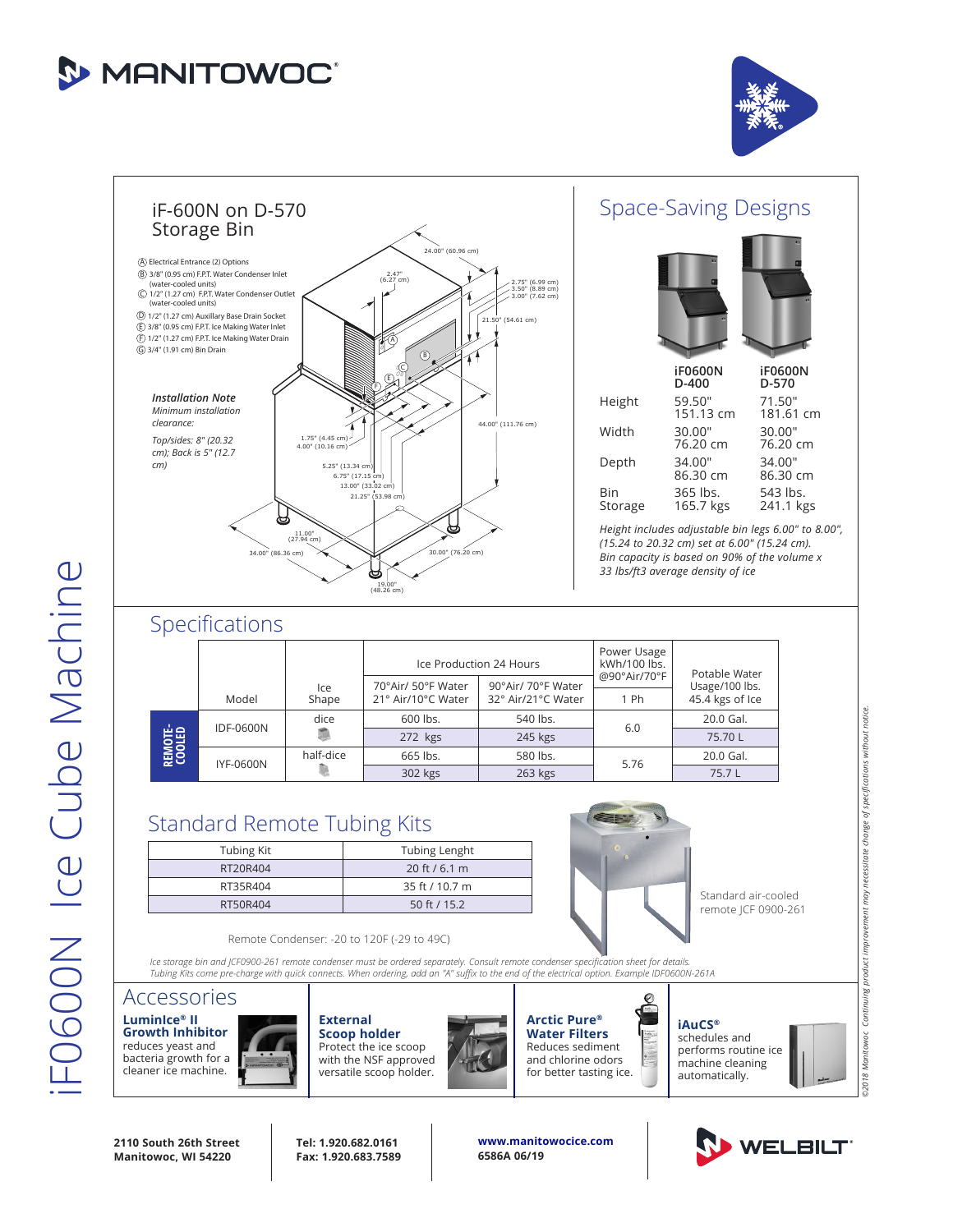# iF0600N Ice Cube Machine

## iF-600N on D-570 Storage Bin

Ⓐ Electrical Entrance (2) Options
Ⓑ 3/8" (0.95 cm) F.P.T. Water Condenser Inlet (water-cooled units)
Ⓒ 1/2" (1.27 cm) F.P.T. Water Condenser Outlet (water-cooled units)
Ⓓ 1/2" (1.27 cm) Auxillary Base Drain Socket
Ⓔ 3/8" (0.95 cm) F.P.T. Ice Making Water Inlet
Ⓕ 1/2" (1.27 cm) F.P.T. Ice Making Water Drain
Ⓖ 3/4" (1.91 cm) Bin Drain

***Installation Note***
*Minimum installation clearance:*
*Top/sides: 8" (20.32 cm); Back is 5" (12.7 cm)*

24.00" (60.96 cm)
2.47" (6.27 cm)
2.75" (6.99 cm)
3.50" (8.89 cm)
3.00" (7.62 cm)
21.50" (54.61 cm)
44.00" (111.76 cm)
1.75" (4.45 cm)
4.00" (10.16 cm)
5.25" (13.34 cm)
6.75" (17.15 cm)
13.00" (33.02 cm)
21.25" (53.98 cm)
11.00" (27.94 cm)
34.00" (86.36 cm)
30.00" (76.20 cm)
19.00" (48.26 cm)

## Space-Saving Designs

| | iF0600N D-400 | iF0600N D-570 |
|---|---|---|
| Height | 59.50" 151.13 cm | 71.50" 181.61 cm |
| Width | 30.00" 76.20 cm | 30.00" 76.20 cm |
| Depth | 34.00" 86.30 cm | 34.00" 86.30 cm |
| Bin Storage | 365 lbs. 165.7 kgs | 543 lbs. 241.1 kgs |

*Height includes adjustable bin legs 6.00" to 8.00", (15.24 to 20.32 cm) set at 6.00" (15.24 cm). Bin capacity is based on 90% of the volume x 33 lbs/ft3 average density of ice*

## Specifications

| | Model | Ice Shape | Ice Production 24 Hours | | Power Usage kWh/100 lbs. @90°Air/70°F | Potable Water Usage/100 lbs. 45.4 kgs of Ice |
|---|---|---|---|---|---|---|
| | | | 70°Air/ 50°F Water 21° Air/10°C Water | 90°Air/ 70°F Water 32° Air/21°C Water | 1 Ph | |
| REMOTE-COOLED | IDF-0600N | dice | 600 lbs. | 540 lbs. | 6.0 | 20.0 Gal. |
| | | | 272 kgs | 245 kgs | | 75.70 L |
| | IYF-0600N | half-dice | 665 lbs. | 580 lbs. | 5.76 | 20.0 Gal. |
| | | | 302 kgs | 263 kgs | | 75.7 L |

## Standard Remote Tubing Kits

| Tubing Kit | Tubing Lenght |
|---|---|
| RT20R404 | 20 ft / 6.1 m |
| RT35R404 | 35 ft / 10.7 m |
| RT50R404 | 50 ft / 15.2 |

Standard air-cooled remote JCF 0900-261

Remote Condenser: -20 to 120F (-29 to 49C)

*Ice storage bin and JCF0900-261 remote condenser must be ordered separately. Consult remote condenser specification sheet for details. Tubing Kits come pre-charge with quick connects. When ordering, add an "A" suffix to the end of the electrical option. Example IDF0600N-261A*

## Accessories

**LuminIce® II Growth Inhibitor**
reduces yeast and bacteria growth for a cleaner ice machine.

**External Scoop holder**
Protect the ice scoop with the NSF approved versatile scoop holder.

**Arctic Pure® Water Filters**
Reduces sediment and chlorine odors for better tasting ice.

**iAuCS®**
schedules and performs routine ice machine cleaning automatically.

*©2018 Manitowoc Continuing product improvement may necessitate change of specifications without notice.*

**2110 South 26th Street**
**Manitowoc, WI 54220**

**Tel: 1.920.682.0161**
**Fax: 1.920.683.7589**

**www.manitowocice.com**
**6586A 06/19**